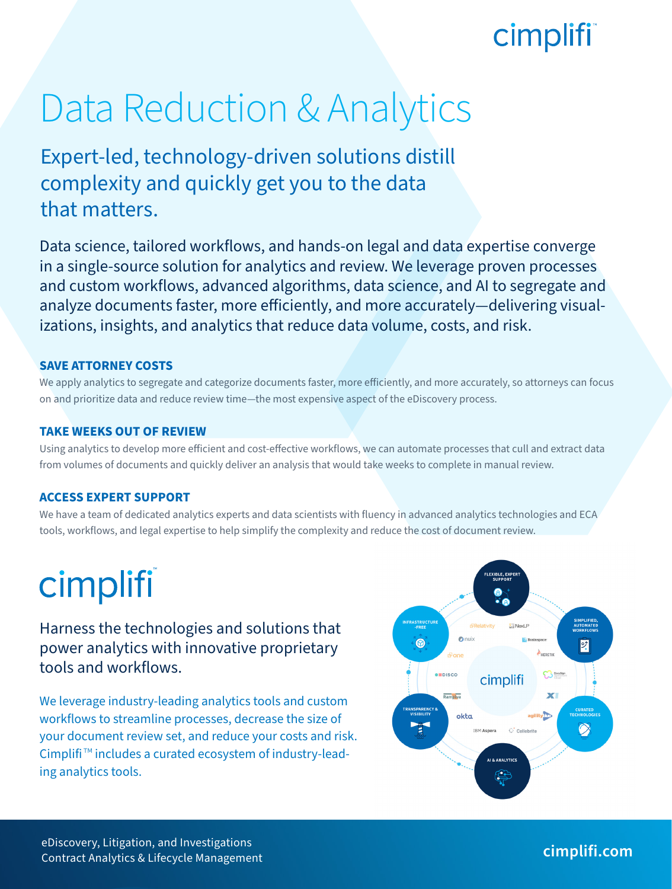cimplifi™

# Data Reduction & Analytics

## Expert-led, technology-driven solutions distill complexity and quickly get you to the data that matters.

Data science, tailored workflows, and hands-on legal and data expertise converge in a single-source solution for analytics and review. We leverage proven processes and custom workflows, advanced algorithms, data science, and AI to segregate and analyze documents faster, more efficiently, and more accurately—delivering visualizations, insights, and analytics that reduce data volume, costs, and risk.

### SAVE ATTORNEY COSTS

We apply analytics to segregate and categorize documents faster, more efficiently, and more accurately, so attorneys can focus on and prioritize data and reduce review time—the most expensive aspect of the eDiscovery process.

### TAKE WEEKS OUT OF REVIEW

Using analytics to develop more efficient and cost-effective workflows, we can automate processes that cull and extract data from volumes of documents and quickly deliver an analysis that would take weeks to complete in manual review.

### ACCESS EXPERT SUPPORT

We have a team of dedicated analytics experts and data scientists with fluency in advanced analytics technologies and ECA tools, workflows, and legal expertise to help simplify the complexity and reduce the cost of document review.

## cimplifi™

Harness the technologies and solutions that power analytics with innovative proprietary tools and workflows.

We leverage industry-leading analytics tools and custom workflows to streamline processes, decrease the size of your document review set, and reduce your costs and risk. Cimplifi™ includes a curated ecosystem of industry-leading analytics tools.

eDiscovery, Litigation, and Investigations
Contract Analytics & Lifecycle Management

cimplifi.com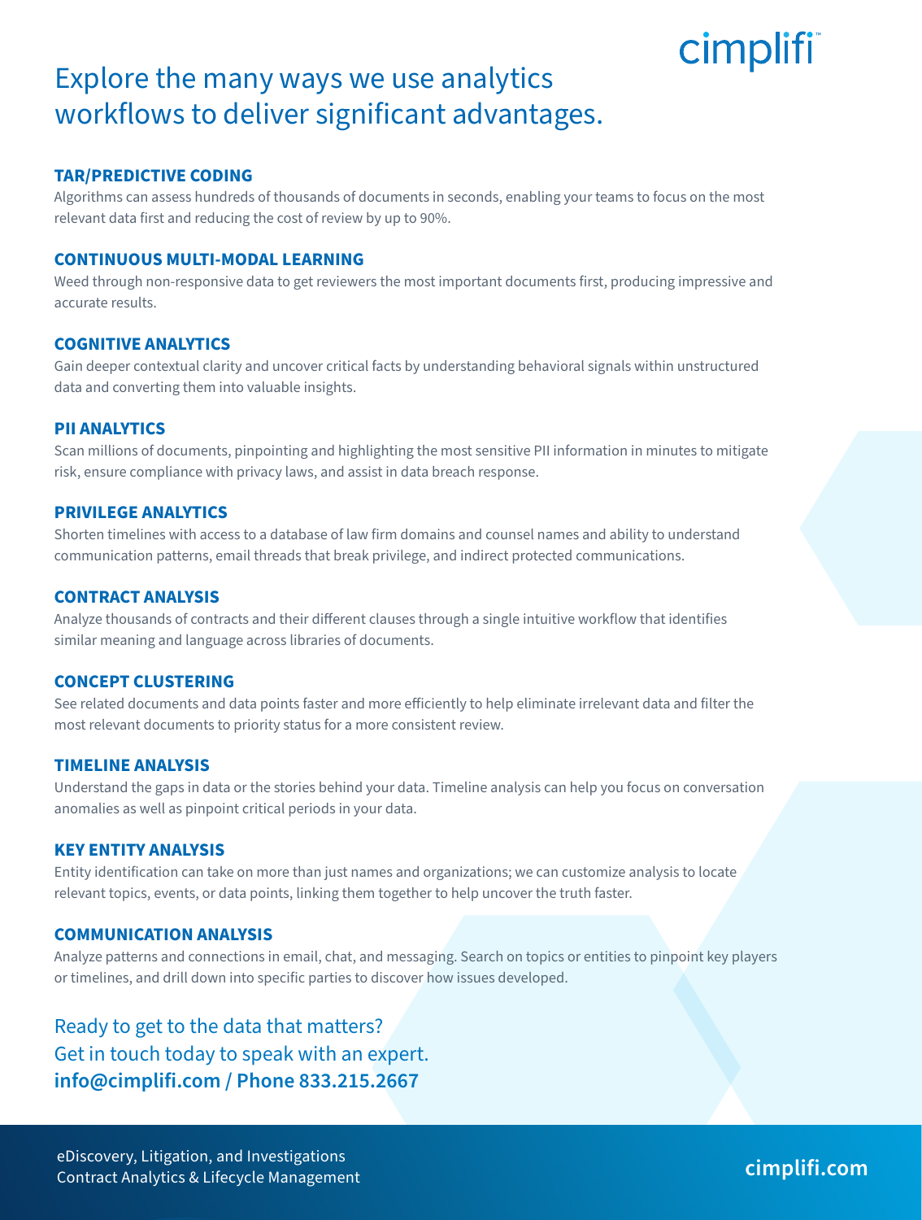cimplifi

# Explore the many ways we use analytics workflows to deliver significant advantages.

### TAR/PREDICTIVE CODING

Algorithms can assess hundreds of thousands of documents in seconds, enabling your teams to focus on the most relevant data first and reducing the cost of review by up to 90%.

### CONTINUOUS MULTI-MODAL LEARNING

Weed through non-responsive data to get reviewers the most important documents first, producing impressive and accurate results.

### COGNITIVE ANALYTICS

Gain deeper contextual clarity and uncover critical facts by understanding behavioral signals within unstructured data and converting them into valuable insights.

### PII ANALYTICS

Scan millions of documents, pinpointing and highlighting the most sensitive PII information in minutes to mitigate risk, ensure compliance with privacy laws, and assist in data breach response.

### PRIVILEGE ANALYTICS

Shorten timelines with access to a database of law firm domains and counsel names and ability to understand communication patterns, email threads that break privilege, and indirect protected communications.

### CONTRACT ANALYSIS

Analyze thousands of contracts and their different clauses through a single intuitive workflow that identifies similar meaning and language across libraries of documents.

### CONCEPT CLUSTERING

See related documents and data points faster and more efficiently to help eliminate irrelevant data and filter the most relevant documents to priority status for a more consistent review.

### TIMELINE ANALYSIS

Understand the gaps in data or the stories behind your data. Timeline analysis can help you focus on conversation anomalies as well as pinpoint critical periods in your data.

### KEY ENTITY ANALYSIS

Entity identification can take on more than just names and organizations; we can customize analysis to locate relevant topics, events, or data points, linking them together to help uncover the truth faster.

### COMMUNICATION ANALYSIS

Analyze patterns and connections in email, chat, and messaging. Search on topics or entities to pinpoint key players or timelines, and drill down into specific parties to discover how issues developed.

Ready to get to the data that matters?
Get in touch today to speak with an expert.
**info@cimplifi.com / Phone 833.215.2667**

eDiscovery, Litigation, and Investigations
Contract Analytics & Lifecycle Management

**cimplifi.com**